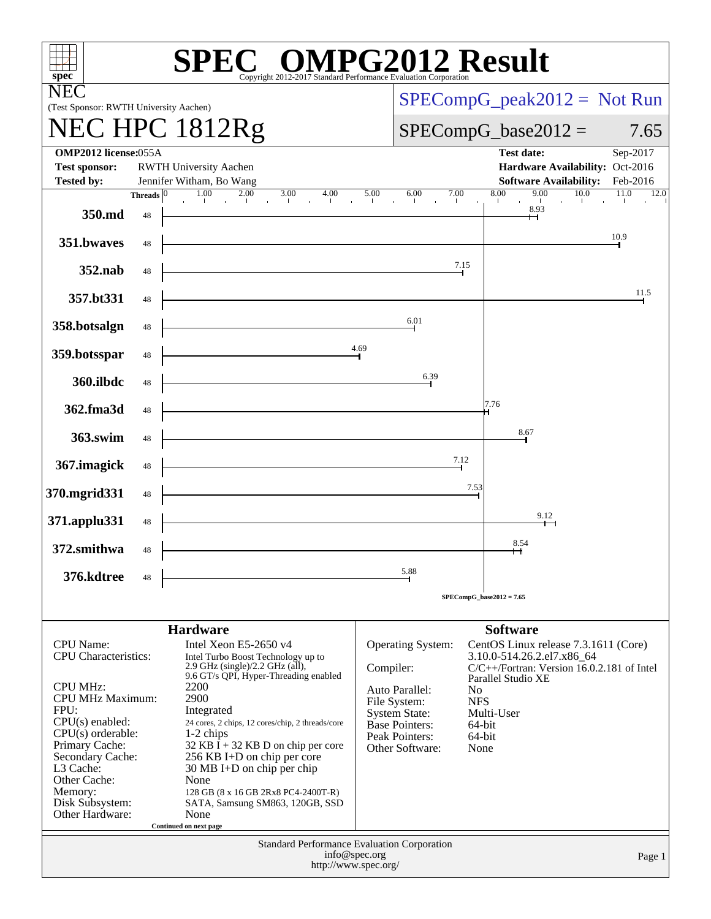# SPEC OMPG2012 Result

Copyright 2012-2017 Standard Performance Evaluation Corporation

**NEC**
(Test Sponsor: RWTH University Aachen)

## NEC HPC 1812Rg

SPECompG_peak2012 = Not Run

SPECompG_base2012 = 7.65

| | | | |
|---|---|---|---|
| **OMP2012 license:** | 055A | **Test date:** | Sep-2017 |
| **Test sponsor:** | RWTH University Aachen | **Hardware Availability:** | Oct-2016 |
| **Tested by:** | Jennifer Witham, Bo Wang | **Software Availability:** | Feb-2016 |

| Benchmark | Threads | Base Ratio |
|---|---|---|
| 350.md | 48 | 8.93 |
| 351.bwaves | 48 | 10.9 |
| 352.nab | 48 | 7.15 |
| 357.bt331 | 48 | 11.5 |
| 358.botsalgn | 48 | 6.01 |
| 359.botsspar | 48 | 4.69 |
| 360.ilbdc | 48 | 6.39 |
| 362.fma3d | 48 | 7.76 |
| 363.swim | 48 | 8.67 |
| 367.imagick | 48 | 7.12 |
| 370.mgrid331 | 48 | 7.53 |
| 371.applu331 | 48 | 9.12 |
| 372.smithwa | 48 | 8.54 |
| 376.kdtree | 48 | 5.88 |

SPECompG_base2012 = 7.65

### Hardware

| | |
|---|---|
| CPU Name: | Intel Xeon E5-2650 v4 |
| CPU Characteristics: | Intel Turbo Boost Technology up to 2.9 GHz (single)/2.2 GHz (all), 9.6 GT/s QPI, Hyper-Threading enabled |
| CPU MHz: | 2200 |
| CPU MHz Maximum: | 2900 |
| FPU: | Integrated |
| CPU(s) enabled: | 24 cores, 2 chips, 12 cores/chip, 2 threads/core |
| CPU(s) orderable: | 1-2 chips |
| Primary Cache: | 32 KB I + 32 KB D on chip per core |
| Secondary Cache: | 256 KB I+D on chip per core |
| L3 Cache: | 30 MB I+D on chip per chip |
| Other Cache: | None |
| Memory: | 128 GB (8 x 16 GB 2Rx8 PC4-2400T-R) |
| Disk Subsystem: | SATA, Samsung SM863, 120GB, SSD |
| Other Hardware: | None |

Continued on next page

### Software

| | |
|---|---|
| Operating System: | CentOS Linux release 7.3.1611 (Core) 3.10.0-514.26.2.el7.x86_64 |
| Compiler: | C/C++/Fortran: Version 16.0.2.181 of Intel Parallel Studio XE |
| Auto Parallel: | No |
| File System: | NFS |
| System State: | Multi-User |
| Base Pointers: | 64-bit |
| Peak Pointers: | 64-bit |
| Other Software: | None |

Standard Performance Evaluation Corporation
info@spec.org
http://www.spec.org/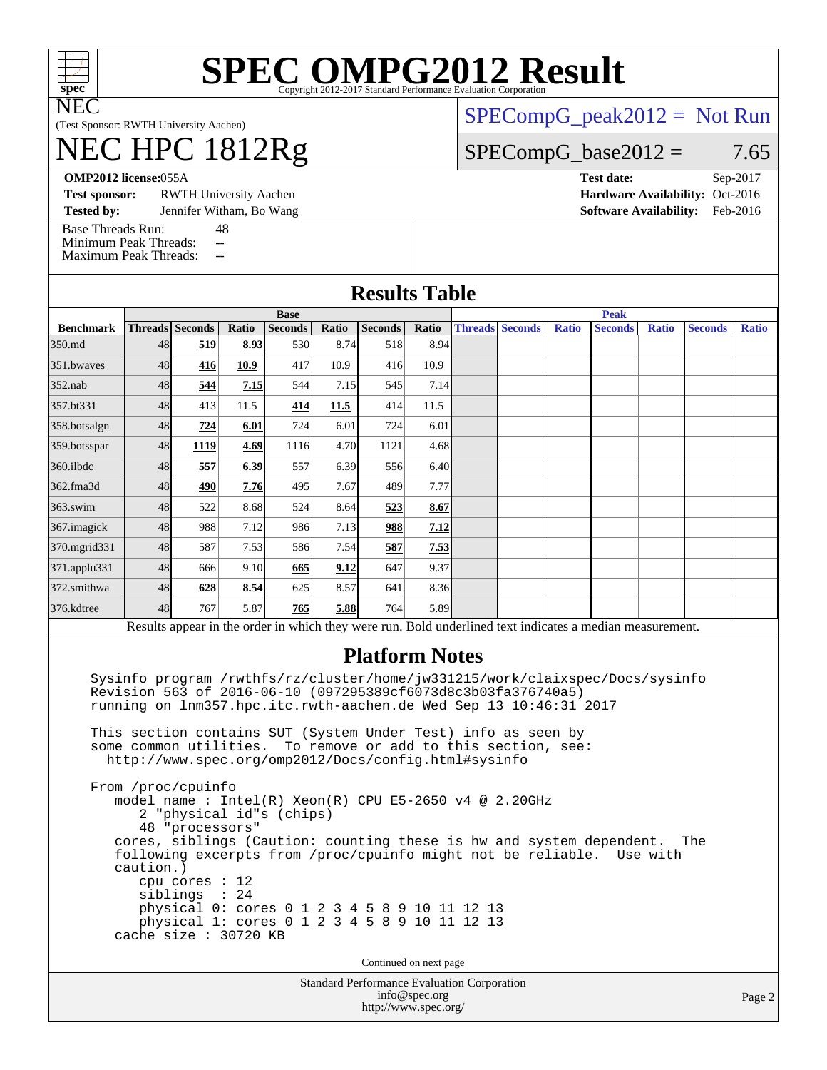# SPEC OMPG2012 Result

Copyright 2012-2017 Standard Performance Evaluation Corporation

**NEC**

(Test Sponsor: RWTH University Aachen)

# NEC HPC 1812Rg

SPECompG_peak2012 = Not Run

SPECompG_base2012 = 7.65

**OMP2012 license:** 055A

**Test sponsor:** RWTH University Aachen

**Tested by:** Jennifer Witham, Bo Wang

**Test date:** Sep-2017

**Hardware Availability:** Oct-2016

**Software Availability:** Feb-2016

Base Threads Run: 48
Minimum Peak Threads: --
Maximum Peak Threads: --

## Results Table

| | Base | | | | | | | Peak | | | | | | |
|---|---|---|---|---|---|---|---|---|---|---|---|---|---|---|
| **Benchmark** | **Threads** | **Seconds** | **Ratio** | **Seconds** | **Ratio** | **Seconds** | **Ratio** | **Threads** | **Seconds** | **Ratio** | **Seconds** | **Ratio** | **Seconds** | **Ratio** |
| 350.md | 48 | **519** | **8.93** | 530 | 8.74 | 518 | 8.94 | | | | | | | |
| 351.bwaves | 48 | **416** | **10.9** | 417 | 10.9 | 416 | 10.9 | | | | | | | |
| 352.nab | 48 | **544** | **7.15** | 544 | 7.15 | 545 | 7.14 | | | | | | | |
| 357.bt331 | 48 | 413 | 11.5 | **414** | **11.5** | 414 | 11.5 | | | | | | | |
| 358.botsalgn | 48 | **724** | **6.01** | 724 | 6.01 | 724 | 6.01 | | | | | | | |
| 359.botsspar | 48 | **1119** | **4.69** | 1116 | 4.70 | 1121 | 4.68 | | | | | | | |
| 360.ilbdc | 48 | **557** | **6.39** | 557 | 6.39 | 556 | 6.40 | | | | | | | |
| 362.fma3d | 48 | **490** | **7.76** | 495 | 7.67 | 489 | 7.77 | | | | | | | |
| 363.swim | 48 | 522 | 8.68 | 524 | 8.64 | **523** | **8.67** | | | | | | | |
| 367.imagick | 48 | 988 | 7.12 | 986 | 7.13 | **988** | **7.12** | | | | | | | |
| 370.mgrid331 | 48 | 587 | 7.53 | 586 | 7.54 | **587** | **7.53** | | | | | | | |
| 371.applu331 | 48 | 666 | 9.10 | **665** | **9.12** | 647 | 9.37 | | | | | | | |
| 372.smithwa | 48 | **628** | **8.54** | 625 | 8.57 | 641 | 8.36 | | | | | | | |
| 376.kdtree | 48 | 767 | 5.87 | **765** | **5.88** | 764 | 5.89 | | | | | | | |

Results appear in the order in which they were run. Bold underlined text indicates a median measurement.

## Platform Notes

```
Sysinfo program /rwthfs/rz/cluster/home/jw331215/work/claixspec/Docs/sysinfo
Revision 563 of 2016-06-10 (097295389cf6073d8c3b03fa376740a5)
running on lnm357.hpc.itc.rwth-aachen.de Wed Sep 13 10:46:31 2017

This section contains SUT (System Under Test) info as seen by
some common utilities.  To remove or add to this section, see:
  http://www.spec.org/omp2012/Docs/config.html#sysinfo

From /proc/cpuinfo
   model name : Intel(R) Xeon(R) CPU E5-2650 v4 @ 2.20GHz
      2 "physical id"s (chips)
      48 "processors"
   cores, siblings (Caution: counting these is hw and system dependent.  The
   following excerpts from /proc/cpuinfo might not be reliable.  Use with
   caution.)
      cpu cores : 12
      siblings  : 24
      physical 0: cores 0 1 2 3 4 5 8 9 10 11 12 13
      physical 1: cores 0 1 2 3 4 5 8 9 10 11 12 13
   cache size : 30720 KB
```

Continued on next page

Standard Performance Evaluation Corporation
info@spec.org
http://www.spec.org/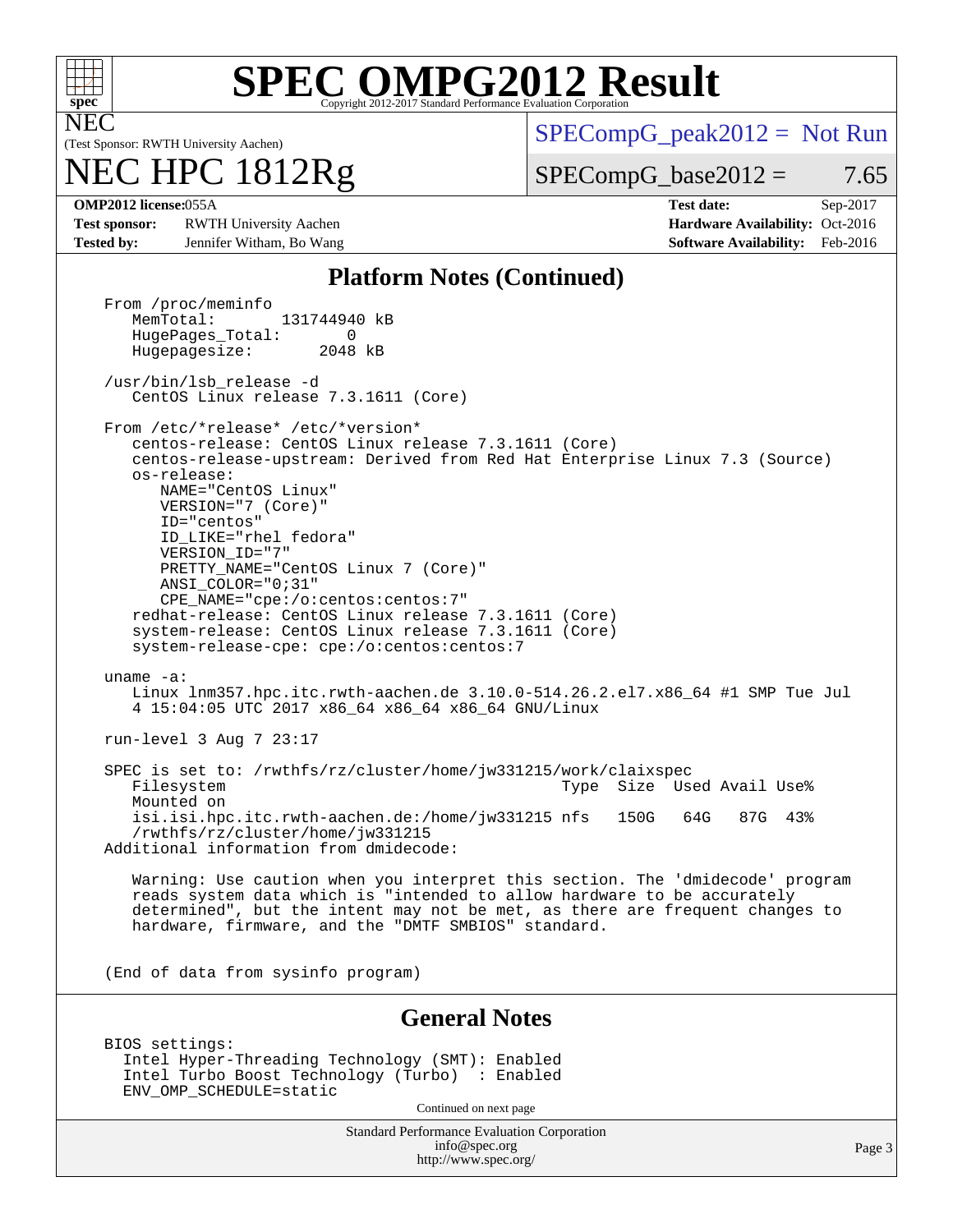# SPEC OMPG2012 Result

Copyright 2012-2017 Standard Performance Evaluation Corporation

**NEC**
(Test Sponsor: RWTH University Aachen)

# NEC HPC 1812Rg

SPECompG_peak2012 = Not Run

SPECompG_base2012 = 7.65

| | | | |
|---|---|---|---|
| **OMP2012 license:** | 055A | **Test date:** | Sep-2017 |
| **Test sponsor:** | RWTH University Aachen | **Hardware Availability:** | Oct-2016 |
| **Tested by:** | Jennifer Witham, Bo Wang | **Software Availability:** | Feb-2016 |

## Platform Notes (Continued)

```
From /proc/meminfo
   MemTotal:       131744940 kB
   HugePages_Total:       0
   Hugepagesize:       2048 kB

/usr/bin/lsb_release -d
   CentOS Linux release 7.3.1611 (Core)

From /etc/*release* /etc/*version*
   centos-release: CentOS Linux release 7.3.1611 (Core)
   centos-release-upstream: Derived from Red Hat Enterprise Linux 7.3 (Source)
   os-release:
      NAME="CentOS Linux"
      VERSION="7 (Core)"
      ID="centos"
      ID_LIKE="rhel fedora"
      VERSION_ID="7"
      PRETTY_NAME="CentOS Linux 7 (Core)"
      ANSI_COLOR="0;31"
      CPE_NAME="cpe:/o:centos:centos:7"
   redhat-release: CentOS Linux release 7.3.1611 (Core)
   system-release: CentOS Linux release 7.3.1611 (Core)
   system-release-cpe: cpe:/o:centos:centos:7

uname -a:
   Linux lnm357.hpc.itc.rwth-aachen.de 3.10.0-514.26.2.el7.x86_64 #1 SMP Tue Jul
   4 15:04:05 UTC 2017 x86_64 x86_64 x86_64 GNU/Linux

run-level 3 Aug 7 23:17

SPEC is set to: /rwthfs/rz/cluster/home/jw331215/work/claixspec
   Filesystem                                     Type  Size  Used Avail Use%
   Mounted on
   isi.isi.hpc.itc.rwth-aachen.de:/home/jw331215 nfs   150G   64G   87G  43%
   /rwthfs/rz/cluster/home/jw331215
Additional information from dmidecode:

   Warning: Use caution when you interpret this section. The 'dmidecode' program
   reads system data which is "intended to allow hardware to be accurately
   determined", but the intent may not be met, as there are frequent changes to
   hardware, firmware, and the "DMTF SMBIOS" standard.


(End of data from sysinfo program)
```

## General Notes

```
BIOS settings:
  Intel Hyper-Threading Technology (SMT): Enabled
  Intel Turbo Boost Technology (Turbo)  : Enabled
  ENV_OMP_SCHEDULE=static
```

Continued on next page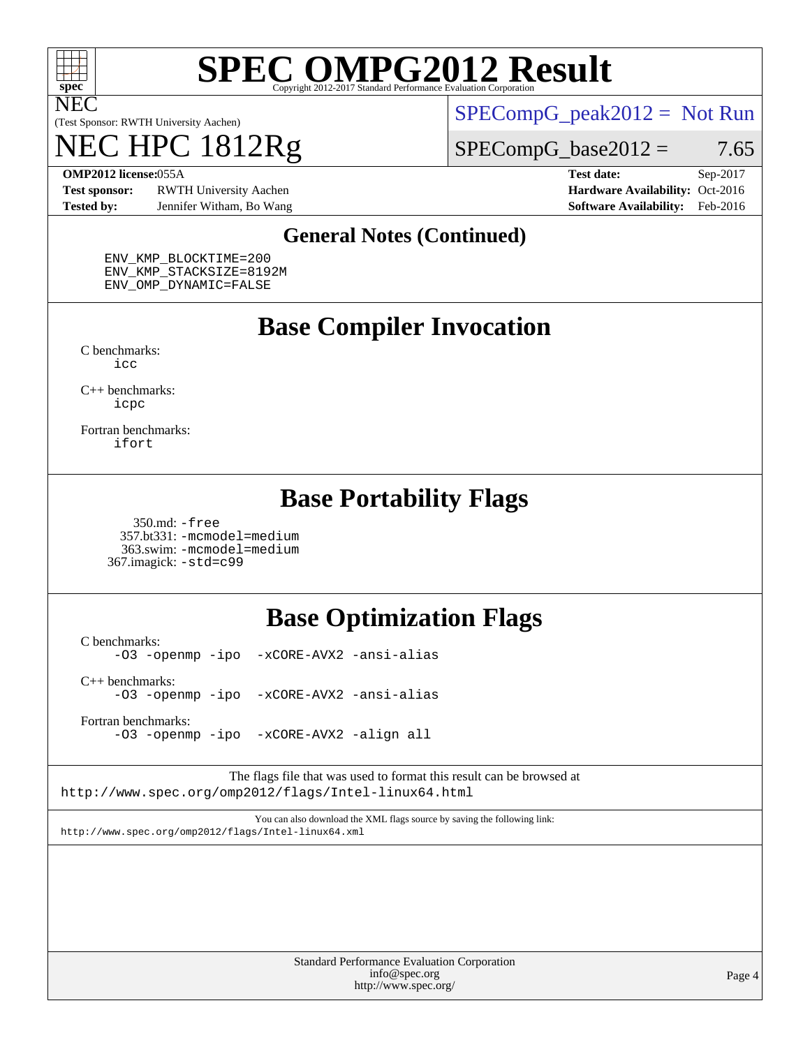## General Notes (Continued)

```
ENV_KMP_BLOCKTIME=200
ENV_KMP_STACKSIZE=8192M
ENV_OMP_DYNAMIC=FALSE
```

## Base Compiler Invocation

C benchmarks:
 icc

C++ benchmarks:
 icpc

Fortran benchmarks:
 ifort

## Base Portability Flags

350.md: -free
357.bt331: -mcmodel=medium
363.swim: -mcmodel=medium
367.imagick: -std=c99

## Base Optimization Flags

C benchmarks:
 -O3 -openmp -ipo -xCORE-AVX2 -ansi-alias

C++ benchmarks:
 -O3 -openmp -ipo -xCORE-AVX2 -ansi-alias

Fortran benchmarks:
 -O3 -openmp -ipo -xCORE-AVX2 -align all

The flags file that was used to format this result can be browsed at
http://www.spec.org/omp2012/flags/Intel-linux64.html

You can also download the XML flags source by saving the following link:
http://www.spec.org/omp2012/flags/Intel-linux64.xml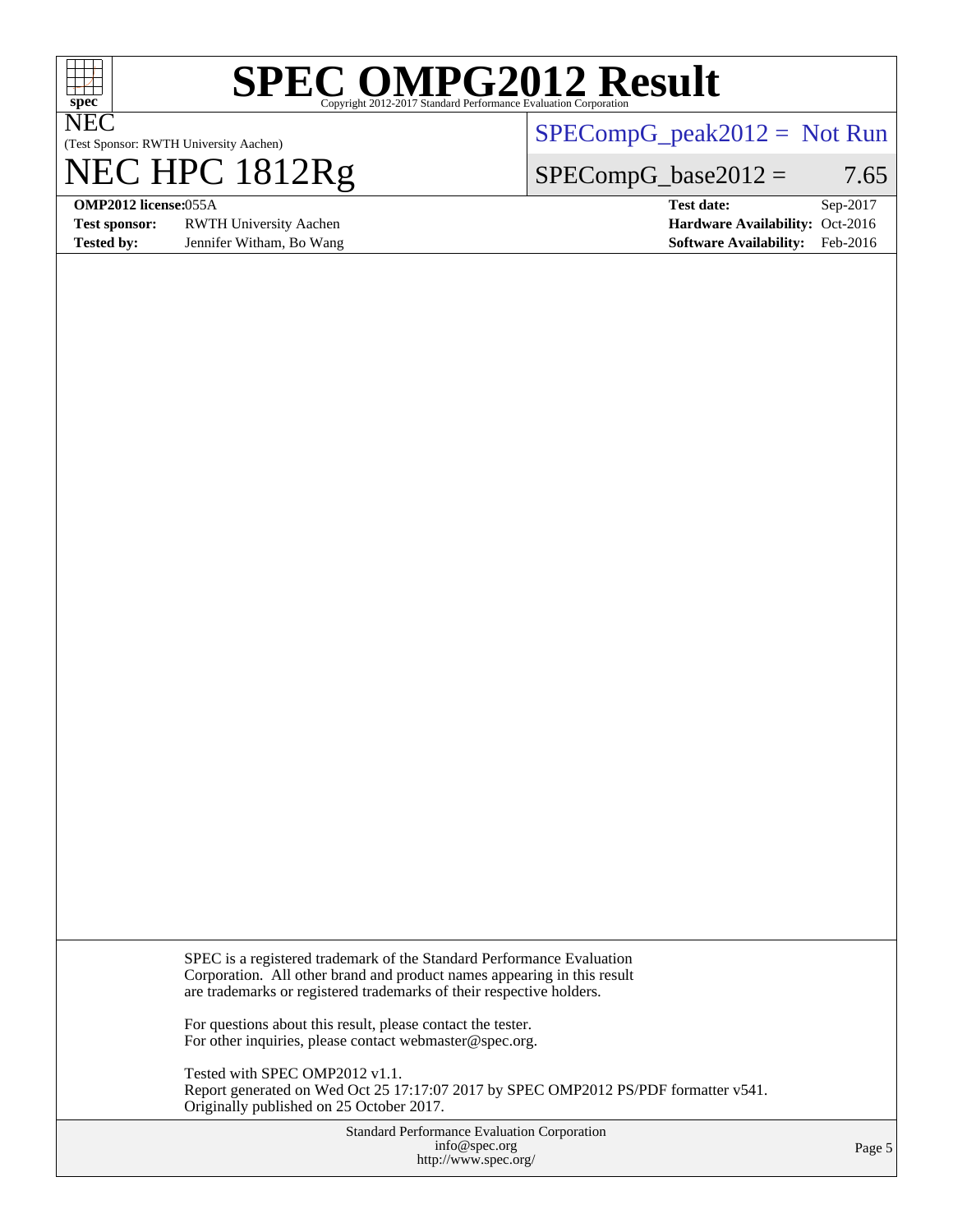SPEC is a registered trademark of the Standard Performance Evaluation Corporation. All other brand and product names appearing in this result are trademarks or registered trademarks of their respective holders.

For questions about this result, please contact the tester.
For other inquiries, please contact webmaster@spec.org.

Tested with SPEC OMP2012 v1.1.
Report generated on Wed Oct 25 17:17:07 2017 by SPEC OMP2012 PS/PDF formatter v541.
Originally published on 25 October 2017.